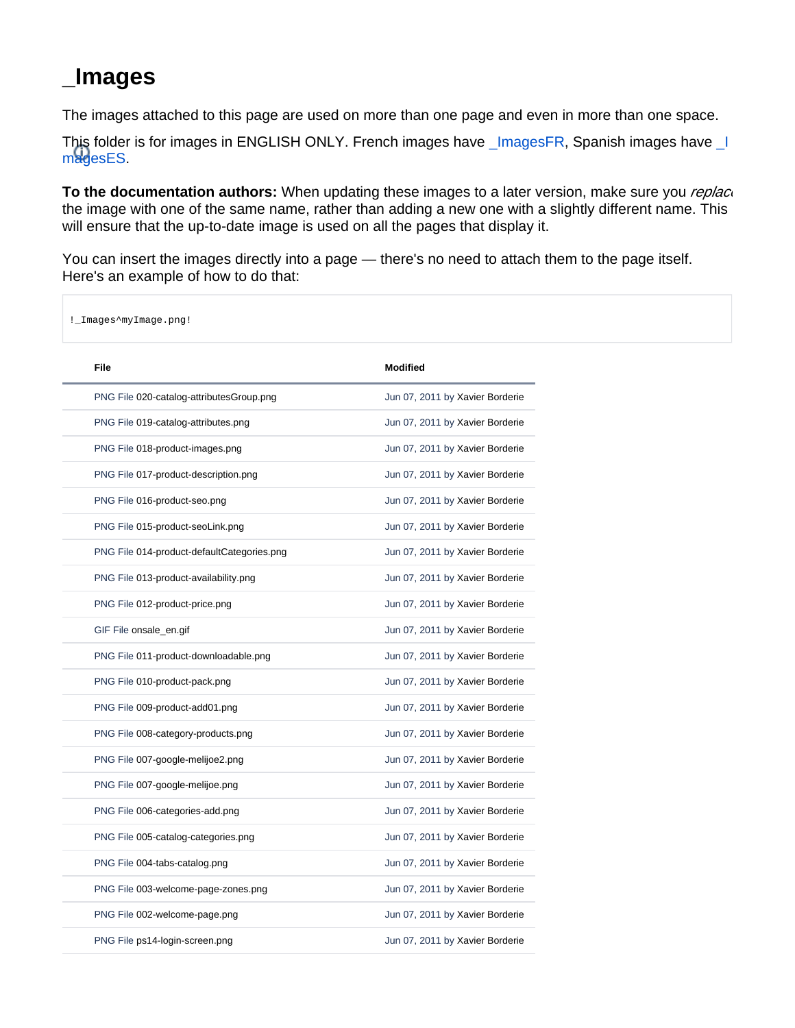# _Images

The images attached to this page are used on more than one page and even in more than one space.

This folder is for images in ENGLISH ONLY. French images have _ImagesFR, Spanish images have _ImagesES.

**To the documentation authors:** When updating these images to a later version, make sure you *replace* the image with one of the same name, rather than adding a new one with a slightly different name. This will ensure that the up-to-date image is used on all the pages that display it.

You can insert the images directly into a page — there's no need to attach them to the page itself. Here's an example of how to do that:

```
!_Images^myImage.png!
```

| File | Modified |
|---|---|
| PNG File 020-catalog-attributesGroup.png | Jun 07, 2011 by Xavier Borderie |
| PNG File 019-catalog-attributes.png | Jun 07, 2011 by Xavier Borderie |
| PNG File 018-product-images.png | Jun 07, 2011 by Xavier Borderie |
| PNG File 017-product-description.png | Jun 07, 2011 by Xavier Borderie |
| PNG File 016-product-seo.png | Jun 07, 2011 by Xavier Borderie |
| PNG File 015-product-seoLink.png | Jun 07, 2011 by Xavier Borderie |
| PNG File 014-product-defaultCategories.png | Jun 07, 2011 by Xavier Borderie |
| PNG File 013-product-availability.png | Jun 07, 2011 by Xavier Borderie |
| PNG File 012-product-price.png | Jun 07, 2011 by Xavier Borderie |
| GIF File onsale_en.gif | Jun 07, 2011 by Xavier Borderie |
| PNG File 011-product-downloadable.png | Jun 07, 2011 by Xavier Borderie |
| PNG File 010-product-pack.png | Jun 07, 2011 by Xavier Borderie |
| PNG File 009-product-add01.png | Jun 07, 2011 by Xavier Borderie |
| PNG File 008-category-products.png | Jun 07, 2011 by Xavier Borderie |
| PNG File 007-google-melijoe2.png | Jun 07, 2011 by Xavier Borderie |
| PNG File 007-google-melijoe.png | Jun 07, 2011 by Xavier Borderie |
| PNG File 006-categories-add.png | Jun 07, 2011 by Xavier Borderie |
| PNG File 005-catalog-categories.png | Jun 07, 2011 by Xavier Borderie |
| PNG File 004-tabs-catalog.png | Jun 07, 2011 by Xavier Borderie |
| PNG File 003-welcome-page-zones.png | Jun 07, 2011 by Xavier Borderie |
| PNG File 002-welcome-page.png | Jun 07, 2011 by Xavier Borderie |
| PNG File ps14-login-screen.png | Jun 07, 2011 by Xavier Borderie |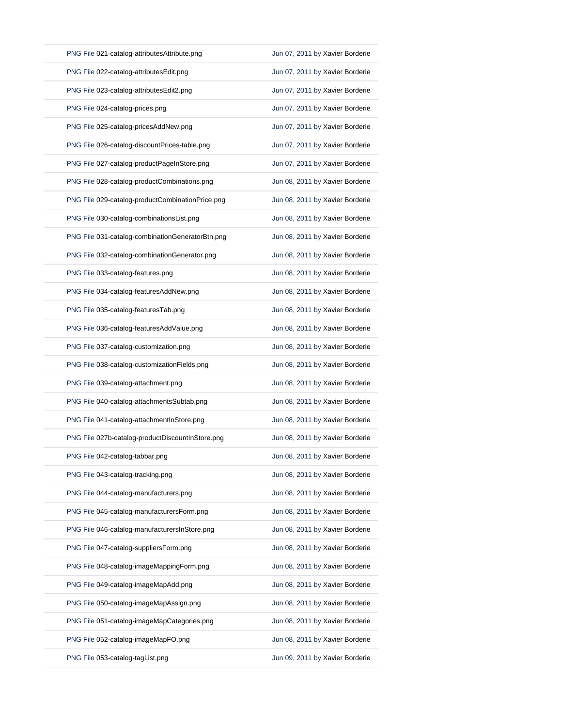| | |
|---|---|
| PNG File 021-catalog-attributesAttribute.png | Jun 07, 2011 by Xavier Borderie |
| PNG File 022-catalog-attributesEdit.png | Jun 07, 2011 by Xavier Borderie |
| PNG File 023-catalog-attributesEdit2.png | Jun 07, 2011 by Xavier Borderie |
| PNG File 024-catalog-prices.png | Jun 07, 2011 by Xavier Borderie |
| PNG File 025-catalog-pricesAddNew.png | Jun 07, 2011 by Xavier Borderie |
| PNG File 026-catalog-discountPrices-table.png | Jun 07, 2011 by Xavier Borderie |
| PNG File 027-catalog-productPageInStore.png | Jun 07, 2011 by Xavier Borderie |
| PNG File 028-catalog-productCombinations.png | Jun 08, 2011 by Xavier Borderie |
| PNG File 029-catalog-productCombinationPrice.png | Jun 08, 2011 by Xavier Borderie |
| PNG File 030-catalog-combinationsList.png | Jun 08, 2011 by Xavier Borderie |
| PNG File 031-catalog-combinationGeneratorBtn.png | Jun 08, 2011 by Xavier Borderie |
| PNG File 032-catalog-combinationGenerator.png | Jun 08, 2011 by Xavier Borderie |
| PNG File 033-catalog-features.png | Jun 08, 2011 by Xavier Borderie |
| PNG File 034-catalog-featuresAddNew.png | Jun 08, 2011 by Xavier Borderie |
| PNG File 035-catalog-featuresTab.png | Jun 08, 2011 by Xavier Borderie |
| PNG File 036-catalog-featuresAddValue.png | Jun 08, 2011 by Xavier Borderie |
| PNG File 037-catalog-customization.png | Jun 08, 2011 by Xavier Borderie |
| PNG File 038-catalog-customizationFields.png | Jun 08, 2011 by Xavier Borderie |
| PNG File 039-catalog-attachment.png | Jun 08, 2011 by Xavier Borderie |
| PNG File 040-catalog-attachmentsSubtab.png | Jun 08, 2011 by Xavier Borderie |
| PNG File 041-catalog-attachmentInStore.png | Jun 08, 2011 by Xavier Borderie |
| PNG File 027b-catalog-productDiscountInStore.png | Jun 08, 2011 by Xavier Borderie |
| PNG File 042-catalog-tabbar.png | Jun 08, 2011 by Xavier Borderie |
| PNG File 043-catalog-tracking.png | Jun 08, 2011 by Xavier Borderie |
| PNG File 044-catalog-manufacturers.png | Jun 08, 2011 by Xavier Borderie |
| PNG File 045-catalog-manufacturersForm.png | Jun 08, 2011 by Xavier Borderie |
| PNG File 046-catalog-manufacturersInStore.png | Jun 08, 2011 by Xavier Borderie |
| PNG File 047-catalog-suppliersForm.png | Jun 08, 2011 by Xavier Borderie |
| PNG File 048-catalog-imageMappingForm.png | Jun 08, 2011 by Xavier Borderie |
| PNG File 049-catalog-imageMapAdd.png | Jun 08, 2011 by Xavier Borderie |
| PNG File 050-catalog-imageMapAssign.png | Jun 08, 2011 by Xavier Borderie |
| PNG File 051-catalog-imageMapCategories.png | Jun 08, 2011 by Xavier Borderie |
| PNG File 052-catalog-imageMapFO.png | Jun 08, 2011 by Xavier Borderie |
| PNG File 053-catalog-tagList.png | Jun 09, 2011 by Xavier Borderie |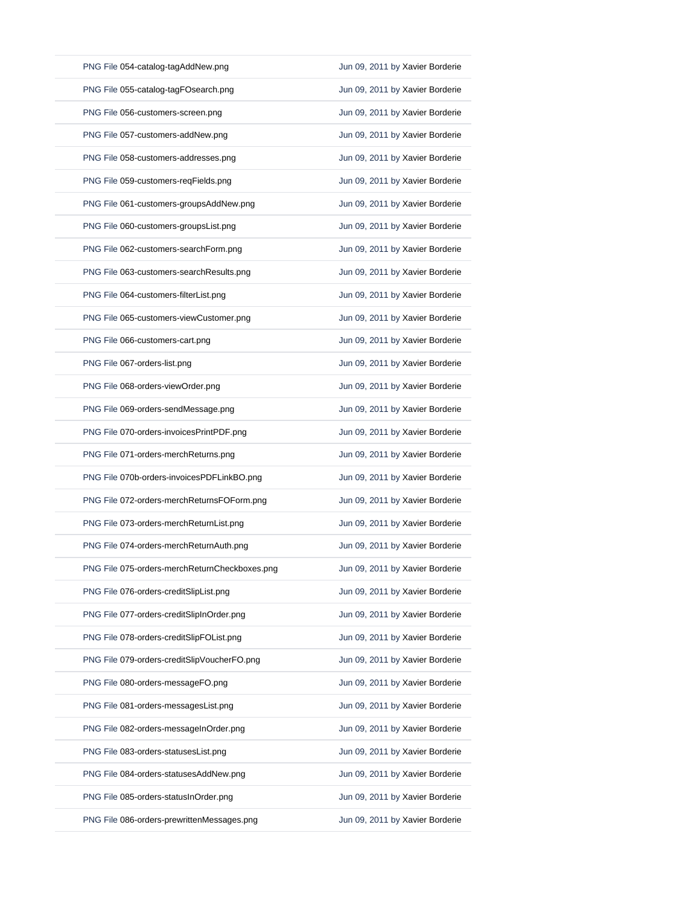| | |
|---|---|
| PNG File 054-catalog-tagAddNew.png | Jun 09, 2011 by Xavier Borderie |
| PNG File 055-catalog-tagFOsearch.png | Jun 09, 2011 by Xavier Borderie |
| PNG File 056-customers-screen.png | Jun 09, 2011 by Xavier Borderie |
| PNG File 057-customers-addNew.png | Jun 09, 2011 by Xavier Borderie |
| PNG File 058-customers-addresses.png | Jun 09, 2011 by Xavier Borderie |
| PNG File 059-customers-reqFields.png | Jun 09, 2011 by Xavier Borderie |
| PNG File 061-customers-groupsAddNew.png | Jun 09, 2011 by Xavier Borderie |
| PNG File 060-customers-groupsList.png | Jun 09, 2011 by Xavier Borderie |
| PNG File 062-customers-searchForm.png | Jun 09, 2011 by Xavier Borderie |
| PNG File 063-customers-searchResults.png | Jun 09, 2011 by Xavier Borderie |
| PNG File 064-customers-filterList.png | Jun 09, 2011 by Xavier Borderie |
| PNG File 065-customers-viewCustomer.png | Jun 09, 2011 by Xavier Borderie |
| PNG File 066-customers-cart.png | Jun 09, 2011 by Xavier Borderie |
| PNG File 067-orders-list.png | Jun 09, 2011 by Xavier Borderie |
| PNG File 068-orders-viewOrder.png | Jun 09, 2011 by Xavier Borderie |
| PNG File 069-orders-sendMessage.png | Jun 09, 2011 by Xavier Borderie |
| PNG File 070-orders-invoicesPrintPDF.png | Jun 09, 2011 by Xavier Borderie |
| PNG File 071-orders-merchReturns.png | Jun 09, 2011 by Xavier Borderie |
| PNG File 070b-orders-invoicesPDFLinkBO.png | Jun 09, 2011 by Xavier Borderie |
| PNG File 072-orders-merchReturnsFOForm.png | Jun 09, 2011 by Xavier Borderie |
| PNG File 073-orders-merchReturnList.png | Jun 09, 2011 by Xavier Borderie |
| PNG File 074-orders-merchReturnAuth.png | Jun 09, 2011 by Xavier Borderie |
| PNG File 075-orders-merchReturnCheckboxes.png | Jun 09, 2011 by Xavier Borderie |
| PNG File 076-orders-creditSlipList.png | Jun 09, 2011 by Xavier Borderie |
| PNG File 077-orders-creditSlipInOrder.png | Jun 09, 2011 by Xavier Borderie |
| PNG File 078-orders-creditSlipFOList.png | Jun 09, 2011 by Xavier Borderie |
| PNG File 079-orders-creditSlipVoucherFO.png | Jun 09, 2011 by Xavier Borderie |
| PNG File 080-orders-messageFO.png | Jun 09, 2011 by Xavier Borderie |
| PNG File 081-orders-messagesList.png | Jun 09, 2011 by Xavier Borderie |
| PNG File 082-orders-messageInOrder.png | Jun 09, 2011 by Xavier Borderie |
| PNG File 083-orders-statusesList.png | Jun 09, 2011 by Xavier Borderie |
| PNG File 084-orders-statusesAddNew.png | Jun 09, 2011 by Xavier Borderie |
| PNG File 085-orders-statusInOrder.png | Jun 09, 2011 by Xavier Borderie |
| PNG File 086-orders-prewrittenMessages.png | Jun 09, 2011 by Xavier Borderie |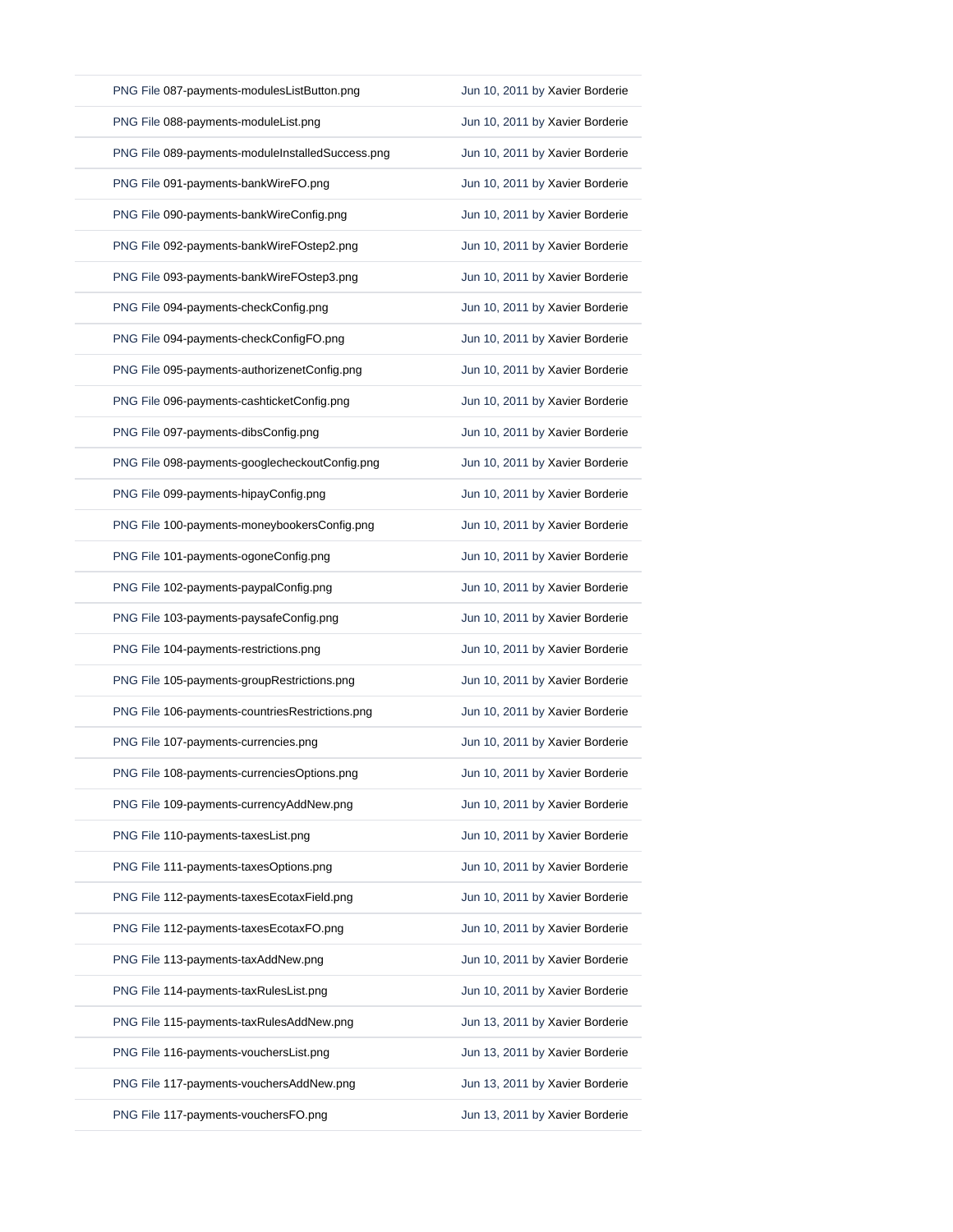| | |
|---|---|
| PNG File 087-payments-modulesListButton.png | Jun 10, 2011 by Xavier Borderie |
| PNG File 088-payments-moduleList.png | Jun 10, 2011 by Xavier Borderie |
| PNG File 089-payments-moduleInstalledSuccess.png | Jun 10, 2011 by Xavier Borderie |
| PNG File 091-payments-bankWireFO.png | Jun 10, 2011 by Xavier Borderie |
| PNG File 090-payments-bankWireConfig.png | Jun 10, 2011 by Xavier Borderie |
| PNG File 092-payments-bankWireFOstep2.png | Jun 10, 2011 by Xavier Borderie |
| PNG File 093-payments-bankWireFOstep3.png | Jun 10, 2011 by Xavier Borderie |
| PNG File 094-payments-checkConfig.png | Jun 10, 2011 by Xavier Borderie |
| PNG File 094-payments-checkConfigFO.png | Jun 10, 2011 by Xavier Borderie |
| PNG File 095-payments-authorizenetConfig.png | Jun 10, 2011 by Xavier Borderie |
| PNG File 096-payments-cashticketConfig.png | Jun 10, 2011 by Xavier Borderie |
| PNG File 097-payments-dibsConfig.png | Jun 10, 2011 by Xavier Borderie |
| PNG File 098-payments-googlecheckoutConfig.png | Jun 10, 2011 by Xavier Borderie |
| PNG File 099-payments-hipayConfig.png | Jun 10, 2011 by Xavier Borderie |
| PNG File 100-payments-moneybookersConfig.png | Jun 10, 2011 by Xavier Borderie |
| PNG File 101-payments-ogoneConfig.png | Jun 10, 2011 by Xavier Borderie |
| PNG File 102-payments-paypalConfig.png | Jun 10, 2011 by Xavier Borderie |
| PNG File 103-payments-paysafeConfig.png | Jun 10, 2011 by Xavier Borderie |
| PNG File 104-payments-restrictions.png | Jun 10, 2011 by Xavier Borderie |
| PNG File 105-payments-groupRestrictions.png | Jun 10, 2011 by Xavier Borderie |
| PNG File 106-payments-countriesRestrictions.png | Jun 10, 2011 by Xavier Borderie |
| PNG File 107-payments-currencies.png | Jun 10, 2011 by Xavier Borderie |
| PNG File 108-payments-currenciesOptions.png | Jun 10, 2011 by Xavier Borderie |
| PNG File 109-payments-currencyAddNew.png | Jun 10, 2011 by Xavier Borderie |
| PNG File 110-payments-taxesList.png | Jun 10, 2011 by Xavier Borderie |
| PNG File 111-payments-taxesOptions.png | Jun 10, 2011 by Xavier Borderie |
| PNG File 112-payments-taxesEcotaxField.png | Jun 10, 2011 by Xavier Borderie |
| PNG File 112-payments-taxesEcotaxFO.png | Jun 10, 2011 by Xavier Borderie |
| PNG File 113-payments-taxAddNew.png | Jun 10, 2011 by Xavier Borderie |
| PNG File 114-payments-taxRulesList.png | Jun 10, 2011 by Xavier Borderie |
| PNG File 115-payments-taxRulesAddNew.png | Jun 13, 2011 by Xavier Borderie |
| PNG File 116-payments-vouchersList.png | Jun 13, 2011 by Xavier Borderie |
| PNG File 117-payments-vouchersAddNew.png | Jun 13, 2011 by Xavier Borderie |
| PNG File 117-payments-vouchersFO.png | Jun 13, 2011 by Xavier Borderie |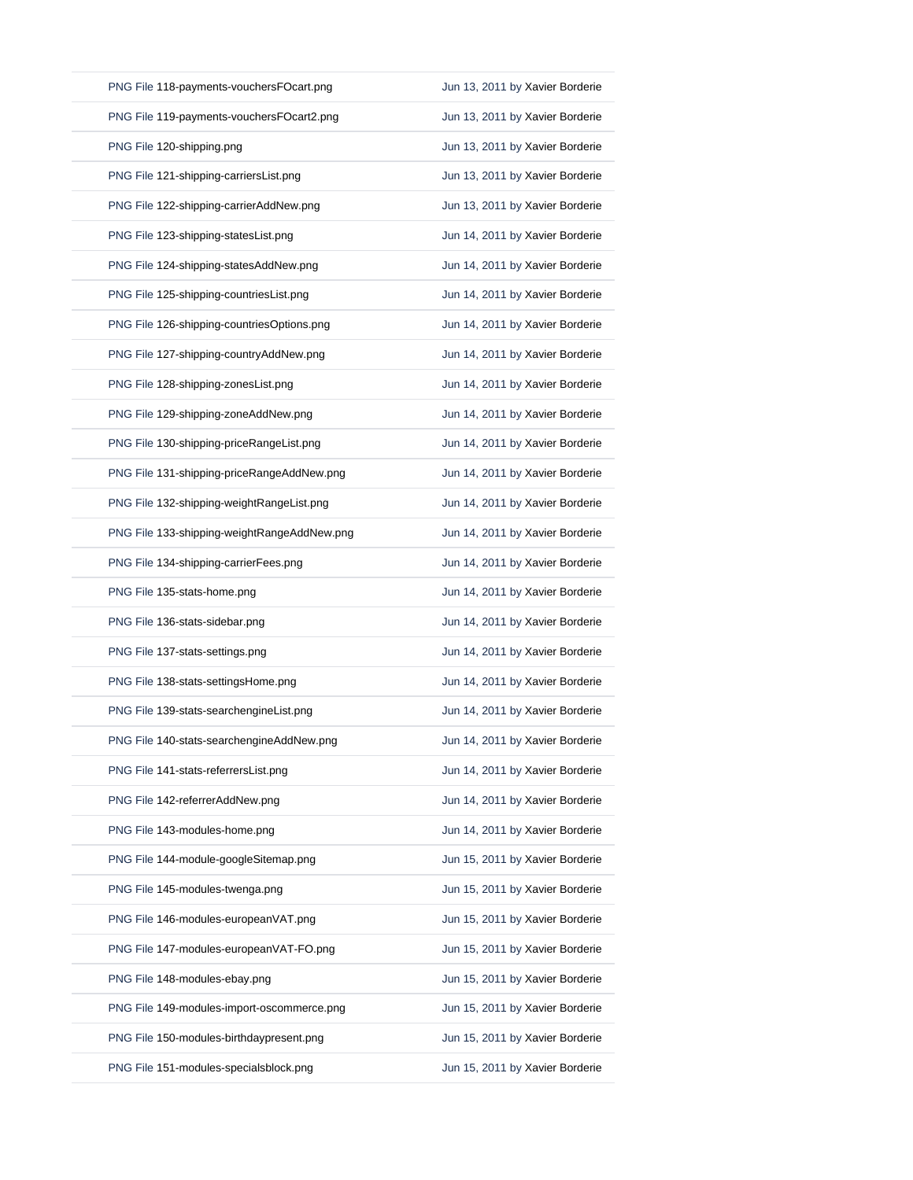| | |
|---|---|
| PNG File 118-payments-vouchersFOcart.png | Jun 13, 2011 by Xavier Borderie |
| PNG File 119-payments-vouchersFOcart2.png | Jun 13, 2011 by Xavier Borderie |
| PNG File 120-shipping.png | Jun 13, 2011 by Xavier Borderie |
| PNG File 121-shipping-carriersList.png | Jun 13, 2011 by Xavier Borderie |
| PNG File 122-shipping-carrierAddNew.png | Jun 13, 2011 by Xavier Borderie |
| PNG File 123-shipping-statesList.png | Jun 14, 2011 by Xavier Borderie |
| PNG File 124-shipping-statesAddNew.png | Jun 14, 2011 by Xavier Borderie |
| PNG File 125-shipping-countriesList.png | Jun 14, 2011 by Xavier Borderie |
| PNG File 126-shipping-countriesOptions.png | Jun 14, 2011 by Xavier Borderie |
| PNG File 127-shipping-countryAddNew.png | Jun 14, 2011 by Xavier Borderie |
| PNG File 128-shipping-zonesList.png | Jun 14, 2011 by Xavier Borderie |
| PNG File 129-shipping-zoneAddNew.png | Jun 14, 2011 by Xavier Borderie |
| PNG File 130-shipping-priceRangeList.png | Jun 14, 2011 by Xavier Borderie |
| PNG File 131-shipping-priceRangeAddNew.png | Jun 14, 2011 by Xavier Borderie |
| PNG File 132-shipping-weightRangeList.png | Jun 14, 2011 by Xavier Borderie |
| PNG File 133-shipping-weightRangeAddNew.png | Jun 14, 2011 by Xavier Borderie |
| PNG File 134-shipping-carrierFees.png | Jun 14, 2011 by Xavier Borderie |
| PNG File 135-stats-home.png | Jun 14, 2011 by Xavier Borderie |
| PNG File 136-stats-sidebar.png | Jun 14, 2011 by Xavier Borderie |
| PNG File 137-stats-settings.png | Jun 14, 2011 by Xavier Borderie |
| PNG File 138-stats-settingsHome.png | Jun 14, 2011 by Xavier Borderie |
| PNG File 139-stats-searchengineList.png | Jun 14, 2011 by Xavier Borderie |
| PNG File 140-stats-searchengineAddNew.png | Jun 14, 2011 by Xavier Borderie |
| PNG File 141-stats-referrersList.png | Jun 14, 2011 by Xavier Borderie |
| PNG File 142-referrerAddNew.png | Jun 14, 2011 by Xavier Borderie |
| PNG File 143-modules-home.png | Jun 14, 2011 by Xavier Borderie |
| PNG File 144-module-googleSitemap.png | Jun 15, 2011 by Xavier Borderie |
| PNG File 145-modules-twenga.png | Jun 15, 2011 by Xavier Borderie |
| PNG File 146-modules-europeanVAT.png | Jun 15, 2011 by Xavier Borderie |
| PNG File 147-modules-europeanVAT-FO.png | Jun 15, 2011 by Xavier Borderie |
| PNG File 148-modules-ebay.png | Jun 15, 2011 by Xavier Borderie |
| PNG File 149-modules-import-oscommerce.png | Jun 15, 2011 by Xavier Borderie |
| PNG File 150-modules-birthdaypresent.png | Jun 15, 2011 by Xavier Borderie |
| PNG File 151-modules-specialsblock.png | Jun 15, 2011 by Xavier Borderie |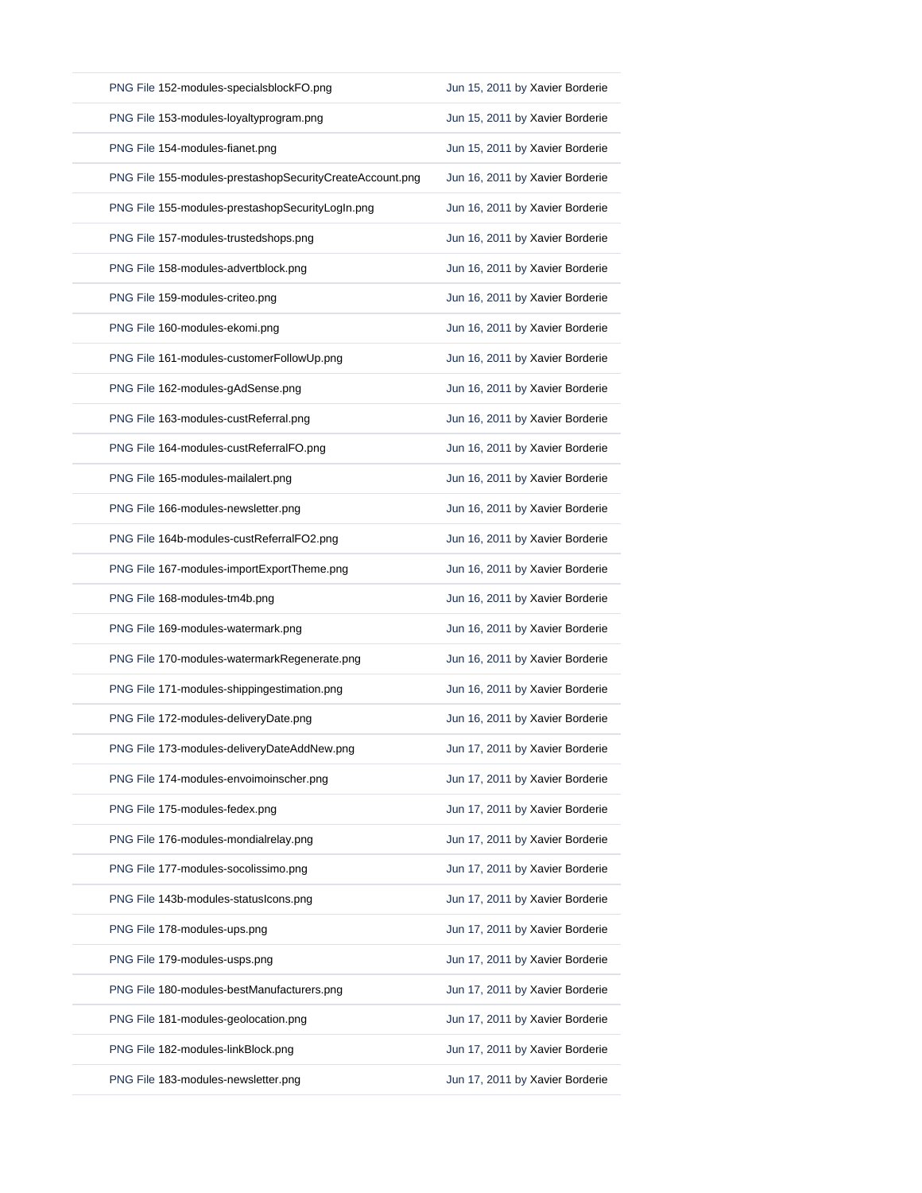| | |
|---|---|
| PNG File 152-modules-specialsblockFO.png | Jun 15, 2011 by Xavier Borderie |
| PNG File 153-modules-loyaltyprogram.png | Jun 15, 2011 by Xavier Borderie |
| PNG File 154-modules-fianet.png | Jun 15, 2011 by Xavier Borderie |
| PNG File 155-modules-prestashopSecurityCreateAccount.png | Jun 16, 2011 by Xavier Borderie |
| PNG File 155-modules-prestashopSecurityLogIn.png | Jun 16, 2011 by Xavier Borderie |
| PNG File 157-modules-trustedshops.png | Jun 16, 2011 by Xavier Borderie |
| PNG File 158-modules-advertblock.png | Jun 16, 2011 by Xavier Borderie |
| PNG File 159-modules-criteo.png | Jun 16, 2011 by Xavier Borderie |
| PNG File 160-modules-ekomi.png | Jun 16, 2011 by Xavier Borderie |
| PNG File 161-modules-customerFollowUp.png | Jun 16, 2011 by Xavier Borderie |
| PNG File 162-modules-gAdSense.png | Jun 16, 2011 by Xavier Borderie |
| PNG File 163-modules-custReferral.png | Jun 16, 2011 by Xavier Borderie |
| PNG File 164-modules-custReferralFO.png | Jun 16, 2011 by Xavier Borderie |
| PNG File 165-modules-mailalert.png | Jun 16, 2011 by Xavier Borderie |
| PNG File 166-modules-newsletter.png | Jun 16, 2011 by Xavier Borderie |
| PNG File 164b-modules-custReferralFO2.png | Jun 16, 2011 by Xavier Borderie |
| PNG File 167-modules-importExportTheme.png | Jun 16, 2011 by Xavier Borderie |
| PNG File 168-modules-tm4b.png | Jun 16, 2011 by Xavier Borderie |
| PNG File 169-modules-watermark.png | Jun 16, 2011 by Xavier Borderie |
| PNG File 170-modules-watermarkRegenerate.png | Jun 16, 2011 by Xavier Borderie |
| PNG File 171-modules-shippingestimation.png | Jun 16, 2011 by Xavier Borderie |
| PNG File 172-modules-deliveryDate.png | Jun 16, 2011 by Xavier Borderie |
| PNG File 173-modules-deliveryDateAddNew.png | Jun 17, 2011 by Xavier Borderie |
| PNG File 174-modules-envoimoinscher.png | Jun 17, 2011 by Xavier Borderie |
| PNG File 175-modules-fedex.png | Jun 17, 2011 by Xavier Borderie |
| PNG File 176-modules-mondialrelay.png | Jun 17, 2011 by Xavier Borderie |
| PNG File 177-modules-socolissimo.png | Jun 17, 2011 by Xavier Borderie |
| PNG File 143b-modules-statusIcons.png | Jun 17, 2011 by Xavier Borderie |
| PNG File 178-modules-ups.png | Jun 17, 2011 by Xavier Borderie |
| PNG File 179-modules-usps.png | Jun 17, 2011 by Xavier Borderie |
| PNG File 180-modules-bestManufacturers.png | Jun 17, 2011 by Xavier Borderie |
| PNG File 181-modules-geolocation.png | Jun 17, 2011 by Xavier Borderie |
| PNG File 182-modules-linkBlock.png | Jun 17, 2011 by Xavier Borderie |
| PNG File 183-modules-newsletter.png | Jun 17, 2011 by Xavier Borderie |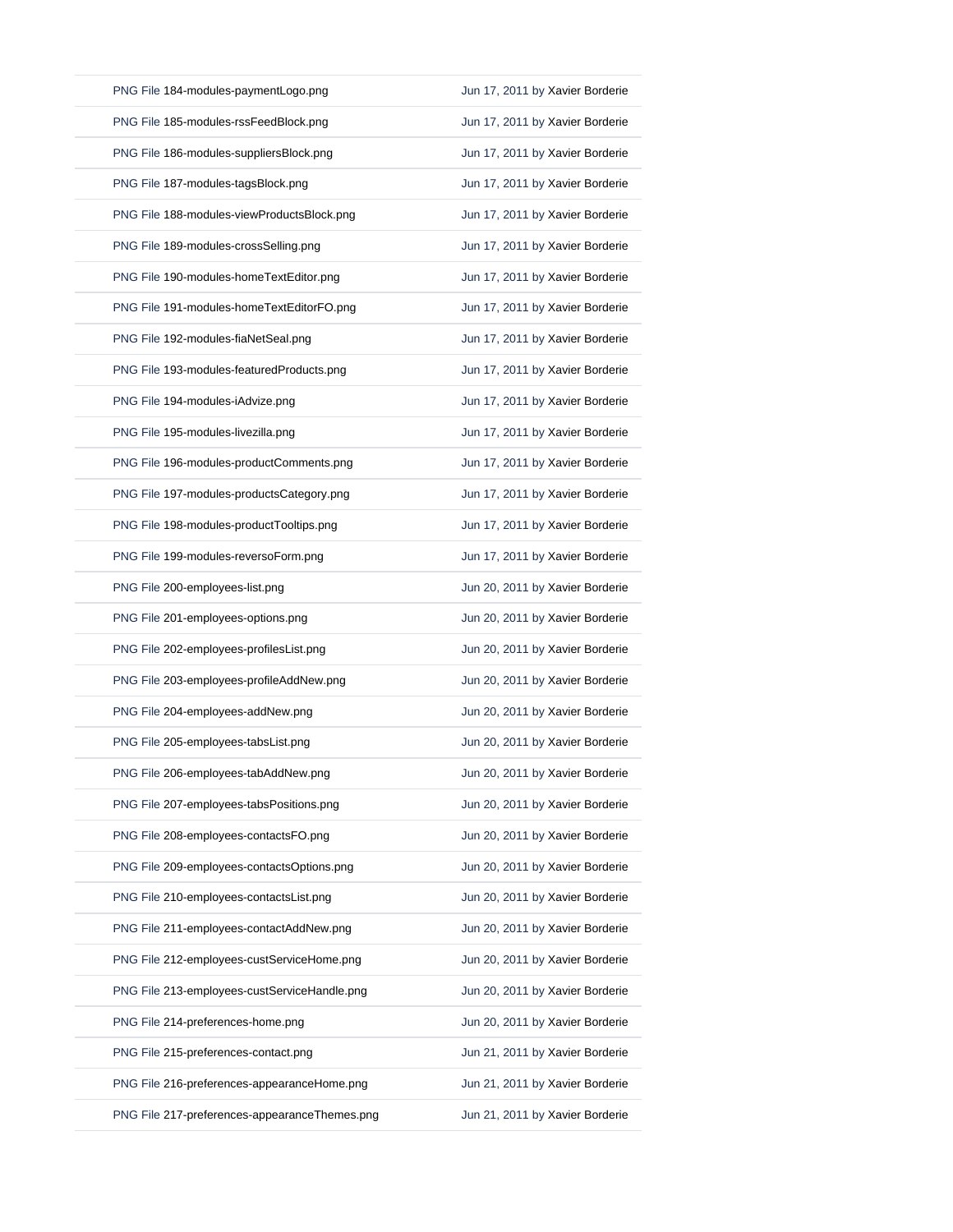| | |
|---|---|
| PNG File 184-modules-paymentLogo.png | Jun 17, 2011 by Xavier Borderie |
| PNG File 185-modules-rssFeedBlock.png | Jun 17, 2011 by Xavier Borderie |
| PNG File 186-modules-suppliersBlock.png | Jun 17, 2011 by Xavier Borderie |
| PNG File 187-modules-tagsBlock.png | Jun 17, 2011 by Xavier Borderie |
| PNG File 188-modules-viewProductsBlock.png | Jun 17, 2011 by Xavier Borderie |
| PNG File 189-modules-crossSelling.png | Jun 17, 2011 by Xavier Borderie |
| PNG File 190-modules-homeTextEditor.png | Jun 17, 2011 by Xavier Borderie |
| PNG File 191-modules-homeTextEditorFO.png | Jun 17, 2011 by Xavier Borderie |
| PNG File 192-modules-fiaNetSeal.png | Jun 17, 2011 by Xavier Borderie |
| PNG File 193-modules-featuredProducts.png | Jun 17, 2011 by Xavier Borderie |
| PNG File 194-modules-iAdvize.png | Jun 17, 2011 by Xavier Borderie |
| PNG File 195-modules-livezilla.png | Jun 17, 2011 by Xavier Borderie |
| PNG File 196-modules-productComments.png | Jun 17, 2011 by Xavier Borderie |
| PNG File 197-modules-productsCategory.png | Jun 17, 2011 by Xavier Borderie |
| PNG File 198-modules-productTooltips.png | Jun 17, 2011 by Xavier Borderie |
| PNG File 199-modules-reversoForm.png | Jun 17, 2011 by Xavier Borderie |
| PNG File 200-employees-list.png | Jun 20, 2011 by Xavier Borderie |
| PNG File 201-employees-options.png | Jun 20, 2011 by Xavier Borderie |
| PNG File 202-employees-profilesList.png | Jun 20, 2011 by Xavier Borderie |
| PNG File 203-employees-profileAddNew.png | Jun 20, 2011 by Xavier Borderie |
| PNG File 204-employees-addNew.png | Jun 20, 2011 by Xavier Borderie |
| PNG File 205-employees-tabsList.png | Jun 20, 2011 by Xavier Borderie |
| PNG File 206-employees-tabAddNew.png | Jun 20, 2011 by Xavier Borderie |
| PNG File 207-employees-tabsPositions.png | Jun 20, 2011 by Xavier Borderie |
| PNG File 208-employees-contactsFO.png | Jun 20, 2011 by Xavier Borderie |
| PNG File 209-employees-contactsOptions.png | Jun 20, 2011 by Xavier Borderie |
| PNG File 210-employees-contactsList.png | Jun 20, 2011 by Xavier Borderie |
| PNG File 211-employees-contactAddNew.png | Jun 20, 2011 by Xavier Borderie |
| PNG File 212-employees-custServiceHome.png | Jun 20, 2011 by Xavier Borderie |
| PNG File 213-employees-custServiceHandle.png | Jun 20, 2011 by Xavier Borderie |
| PNG File 214-preferences-home.png | Jun 20, 2011 by Xavier Borderie |
| PNG File 215-preferences-contact.png | Jun 21, 2011 by Xavier Borderie |
| PNG File 216-preferences-appearanceHome.png | Jun 21, 2011 by Xavier Borderie |
| PNG File 217-preferences-appearanceThemes.png | Jun 21, 2011 by Xavier Borderie |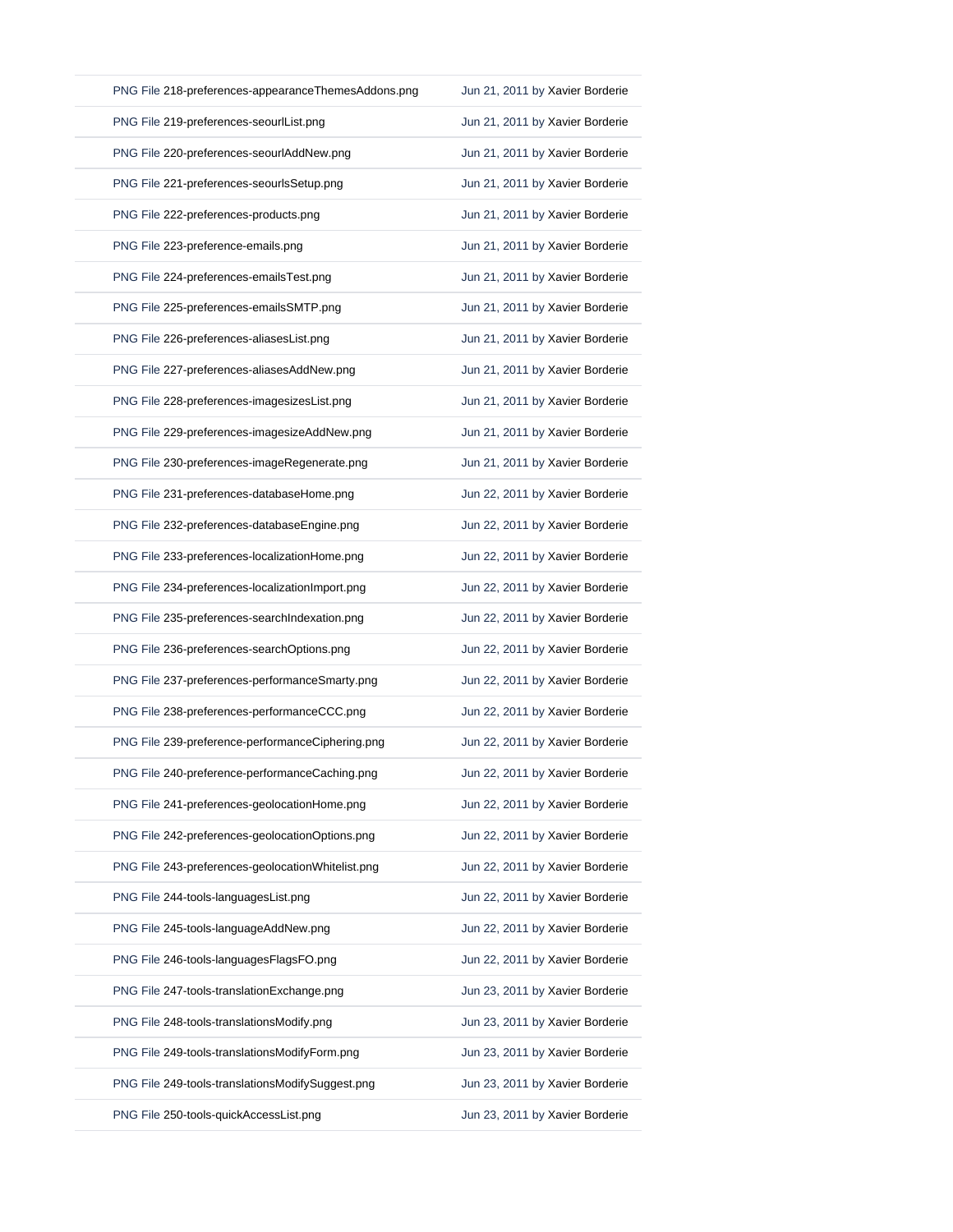| | |
|---|---|
| PNG File 218-preferences-appearanceThemesAddons.png | Jun 21, 2011 by Xavier Borderie |
| PNG File 219-preferences-seourlList.png | Jun 21, 2011 by Xavier Borderie |
| PNG File 220-preferences-seourlAddNew.png | Jun 21, 2011 by Xavier Borderie |
| PNG File 221-preferences-seourlsSetup.png | Jun 21, 2011 by Xavier Borderie |
| PNG File 222-preferences-products.png | Jun 21, 2011 by Xavier Borderie |
| PNG File 223-preference-emails.png | Jun 21, 2011 by Xavier Borderie |
| PNG File 224-preferences-emailsTest.png | Jun 21, 2011 by Xavier Borderie |
| PNG File 225-preferences-emailsSMTP.png | Jun 21, 2011 by Xavier Borderie |
| PNG File 226-preferences-aliasesList.png | Jun 21, 2011 by Xavier Borderie |
| PNG File 227-preferences-aliasesAddNew.png | Jun 21, 2011 by Xavier Borderie |
| PNG File 228-preferences-imagesizesList.png | Jun 21, 2011 by Xavier Borderie |
| PNG File 229-preferences-imagesizeAddNew.png | Jun 21, 2011 by Xavier Borderie |
| PNG File 230-preferences-imageRegenerate.png | Jun 21, 2011 by Xavier Borderie |
| PNG File 231-preferences-databaseHome.png | Jun 22, 2011 by Xavier Borderie |
| PNG File 232-preferences-databaseEngine.png | Jun 22, 2011 by Xavier Borderie |
| PNG File 233-preferences-localizationHome.png | Jun 22, 2011 by Xavier Borderie |
| PNG File 234-preferences-localizationImport.png | Jun 22, 2011 by Xavier Borderie |
| PNG File 235-preferences-searchIndexation.png | Jun 22, 2011 by Xavier Borderie |
| PNG File 236-preferences-searchOptions.png | Jun 22, 2011 by Xavier Borderie |
| PNG File 237-preferences-performanceSmarty.png | Jun 22, 2011 by Xavier Borderie |
| PNG File 238-preferences-performanceCCC.png | Jun 22, 2011 by Xavier Borderie |
| PNG File 239-preference-performanceCiphering.png | Jun 22, 2011 by Xavier Borderie |
| PNG File 240-preference-performanceCaching.png | Jun 22, 2011 by Xavier Borderie |
| PNG File 241-preferences-geolocationHome.png | Jun 22, 2011 by Xavier Borderie |
| PNG File 242-preferences-geolocationOptions.png | Jun 22, 2011 by Xavier Borderie |
| PNG File 243-preferences-geolocationWhitelist.png | Jun 22, 2011 by Xavier Borderie |
| PNG File 244-tools-languagesList.png | Jun 22, 2011 by Xavier Borderie |
| PNG File 245-tools-languageAddNew.png | Jun 22, 2011 by Xavier Borderie |
| PNG File 246-tools-languagesFlagsFO.png | Jun 22, 2011 by Xavier Borderie |
| PNG File 247-tools-translationExchange.png | Jun 23, 2011 by Xavier Borderie |
| PNG File 248-tools-translationsModify.png | Jun 23, 2011 by Xavier Borderie |
| PNG File 249-tools-translationsModifyForm.png | Jun 23, 2011 by Xavier Borderie |
| PNG File 249-tools-translationsModifySuggest.png | Jun 23, 2011 by Xavier Borderie |
| PNG File 250-tools-quickAccessList.png | Jun 23, 2011 by Xavier Borderie |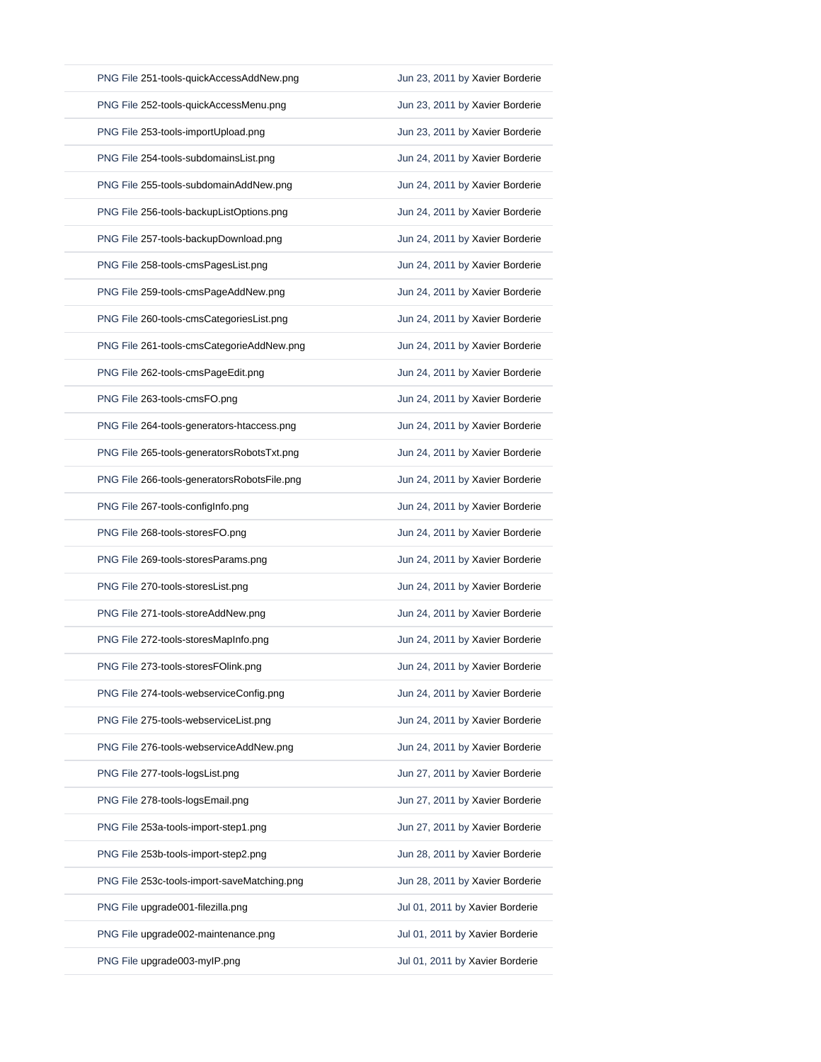| | |
|---|---|
| PNG File 251-tools-quickAccessAddNew.png | Jun 23, 2011 by Xavier Borderie |
| PNG File 252-tools-quickAccessMenu.png | Jun 23, 2011 by Xavier Borderie |
| PNG File 253-tools-importUpload.png | Jun 23, 2011 by Xavier Borderie |
| PNG File 254-tools-subdomainsList.png | Jun 24, 2011 by Xavier Borderie |
| PNG File 255-tools-subdomainAddNew.png | Jun 24, 2011 by Xavier Borderie |
| PNG File 256-tools-backupListOptions.png | Jun 24, 2011 by Xavier Borderie |
| PNG File 257-tools-backupDownload.png | Jun 24, 2011 by Xavier Borderie |
| PNG File 258-tools-cmsPagesList.png | Jun 24, 2011 by Xavier Borderie |
| PNG File 259-tools-cmsPageAddNew.png | Jun 24, 2011 by Xavier Borderie |
| PNG File 260-tools-cmsCategoriesList.png | Jun 24, 2011 by Xavier Borderie |
| PNG File 261-tools-cmsCategorieAddNew.png | Jun 24, 2011 by Xavier Borderie |
| PNG File 262-tools-cmsPageEdit.png | Jun 24, 2011 by Xavier Borderie |
| PNG File 263-tools-cmsFO.png | Jun 24, 2011 by Xavier Borderie |
| PNG File 264-tools-generators-htaccess.png | Jun 24, 2011 by Xavier Borderie |
| PNG File 265-tools-generatorsRobotsTxt.png | Jun 24, 2011 by Xavier Borderie |
| PNG File 266-tools-generatorsRobotsFile.png | Jun 24, 2011 by Xavier Borderie |
| PNG File 267-tools-configInfo.png | Jun 24, 2011 by Xavier Borderie |
| PNG File 268-tools-storesFO.png | Jun 24, 2011 by Xavier Borderie |
| PNG File 269-tools-storesParams.png | Jun 24, 2011 by Xavier Borderie |
| PNG File 270-tools-storesList.png | Jun 24, 2011 by Xavier Borderie |
| PNG File 271-tools-storeAddNew.png | Jun 24, 2011 by Xavier Borderie |
| PNG File 272-tools-storesMapInfo.png | Jun 24, 2011 by Xavier Borderie |
| PNG File 273-tools-storesFOlink.png | Jun 24, 2011 by Xavier Borderie |
| PNG File 274-tools-webserviceConfig.png | Jun 24, 2011 by Xavier Borderie |
| PNG File 275-tools-webserviceList.png | Jun 24, 2011 by Xavier Borderie |
| PNG File 276-tools-webserviceAddNew.png | Jun 24, 2011 by Xavier Borderie |
| PNG File 277-tools-logsList.png | Jun 27, 2011 by Xavier Borderie |
| PNG File 278-tools-logsEmail.png | Jun 27, 2011 by Xavier Borderie |
| PNG File 253a-tools-import-step1.png | Jun 27, 2011 by Xavier Borderie |
| PNG File 253b-tools-import-step2.png | Jun 28, 2011 by Xavier Borderie |
| PNG File 253c-tools-import-saveMatching.png | Jun 28, 2011 by Xavier Borderie |
| PNG File upgrade001-filezilla.png | Jul 01, 2011 by Xavier Borderie |
| PNG File upgrade002-maintenance.png | Jul 01, 2011 by Xavier Borderie |
| PNG File upgrade003-myIP.png | Jul 01, 2011 by Xavier Borderie |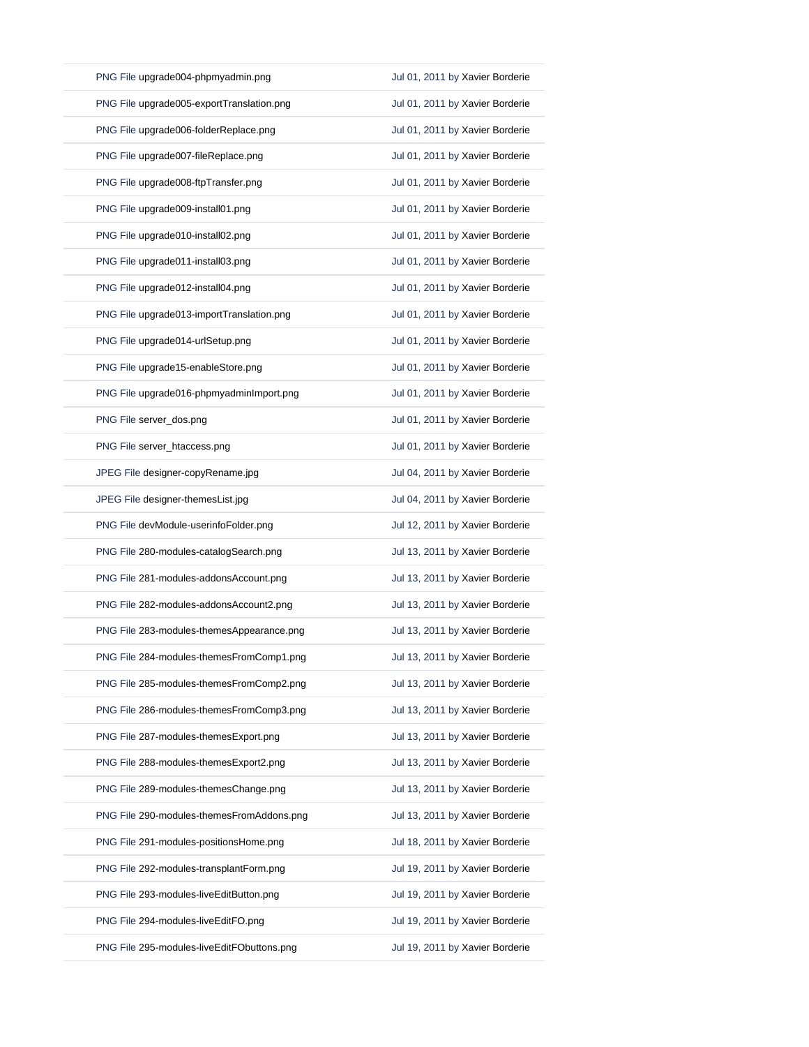| | |
|---|---|
| PNG File upgrade004-phpmyadmin.png | Jul 01, 2011 by Xavier Borderie |
| PNG File upgrade005-exportTranslation.png | Jul 01, 2011 by Xavier Borderie |
| PNG File upgrade006-folderReplace.png | Jul 01, 2011 by Xavier Borderie |
| PNG File upgrade007-fileReplace.png | Jul 01, 2011 by Xavier Borderie |
| PNG File upgrade008-ftpTransfer.png | Jul 01, 2011 by Xavier Borderie |
| PNG File upgrade009-install01.png | Jul 01, 2011 by Xavier Borderie |
| PNG File upgrade010-install02.png | Jul 01, 2011 by Xavier Borderie |
| PNG File upgrade011-install03.png | Jul 01, 2011 by Xavier Borderie |
| PNG File upgrade012-install04.png | Jul 01, 2011 by Xavier Borderie |
| PNG File upgrade013-importTranslation.png | Jul 01, 2011 by Xavier Borderie |
| PNG File upgrade014-urlSetup.png | Jul 01, 2011 by Xavier Borderie |
| PNG File upgrade15-enableStore.png | Jul 01, 2011 by Xavier Borderie |
| PNG File upgrade016-phpmyadminImport.png | Jul 01, 2011 by Xavier Borderie |
| PNG File server_dos.png | Jul 01, 2011 by Xavier Borderie |
| PNG File server_htaccess.png | Jul 01, 2011 by Xavier Borderie |
| JPEG File designer-copyRename.jpg | Jul 04, 2011 by Xavier Borderie |
| JPEG File designer-themesList.jpg | Jul 04, 2011 by Xavier Borderie |
| PNG File devModule-userinfoFolder.png | Jul 12, 2011 by Xavier Borderie |
| PNG File 280-modules-catalogSearch.png | Jul 13, 2011 by Xavier Borderie |
| PNG File 281-modules-addonsAccount.png | Jul 13, 2011 by Xavier Borderie |
| PNG File 282-modules-addonsAccount2.png | Jul 13, 2011 by Xavier Borderie |
| PNG File 283-modules-themesAppearance.png | Jul 13, 2011 by Xavier Borderie |
| PNG File 284-modules-themesFromComp1.png | Jul 13, 2011 by Xavier Borderie |
| PNG File 285-modules-themesFromComp2.png | Jul 13, 2011 by Xavier Borderie |
| PNG File 286-modules-themesFromComp3.png | Jul 13, 2011 by Xavier Borderie |
| PNG File 287-modules-themesExport.png | Jul 13, 2011 by Xavier Borderie |
| PNG File 288-modules-themesExport2.png | Jul 13, 2011 by Xavier Borderie |
| PNG File 289-modules-themesChange.png | Jul 13, 2011 by Xavier Borderie |
| PNG File 290-modules-themesFromAddons.png | Jul 13, 2011 by Xavier Borderie |
| PNG File 291-modules-positionsHome.png | Jul 18, 2011 by Xavier Borderie |
| PNG File 292-modules-transplantForm.png | Jul 19, 2011 by Xavier Borderie |
| PNG File 293-modules-liveEditButton.png | Jul 19, 2011 by Xavier Borderie |
| PNG File 294-modules-liveEditFO.png | Jul 19, 2011 by Xavier Borderie |
| PNG File 295-modules-liveEditFObuttons.png | Jul 19, 2011 by Xavier Borderie |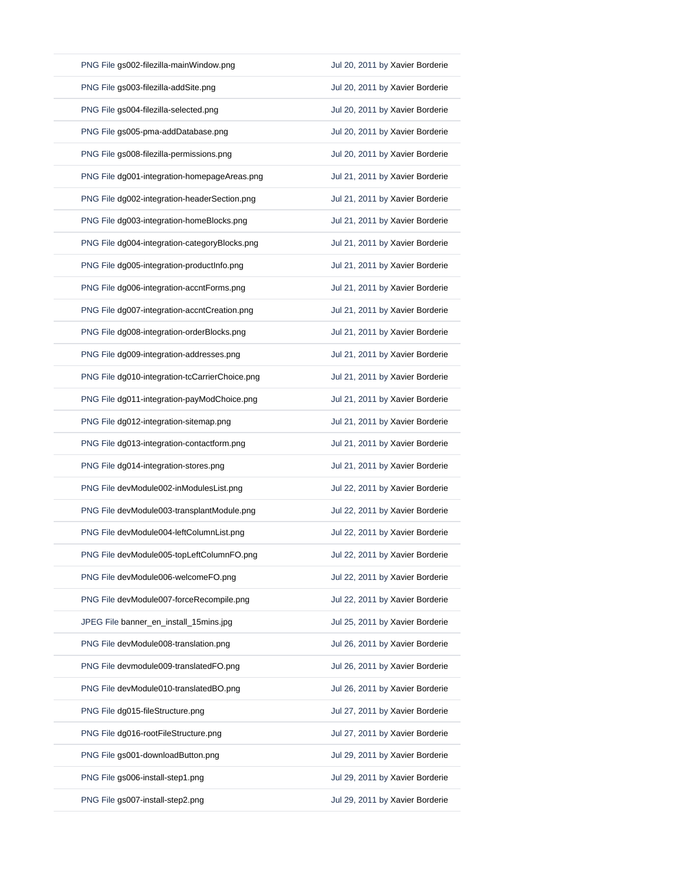| | |
|---|---|
| PNG File gs002-filezilla-mainWindow.png | Jul 20, 2011 by Xavier Borderie |
| PNG File gs003-filezilla-addSite.png | Jul 20, 2011 by Xavier Borderie |
| PNG File gs004-filezilla-selected.png | Jul 20, 2011 by Xavier Borderie |
| PNG File gs005-pma-addDatabase.png | Jul 20, 2011 by Xavier Borderie |
| PNG File gs008-filezilla-permissions.png | Jul 20, 2011 by Xavier Borderie |
| PNG File dg001-integration-homepageAreas.png | Jul 21, 2011 by Xavier Borderie |
| PNG File dg002-integration-headerSection.png | Jul 21, 2011 by Xavier Borderie |
| PNG File dg003-integration-homeBlocks.png | Jul 21, 2011 by Xavier Borderie |
| PNG File dg004-integration-categoryBlocks.png | Jul 21, 2011 by Xavier Borderie |
| PNG File dg005-integration-productInfo.png | Jul 21, 2011 by Xavier Borderie |
| PNG File dg006-integration-accntForms.png | Jul 21, 2011 by Xavier Borderie |
| PNG File dg007-integration-accntCreation.png | Jul 21, 2011 by Xavier Borderie |
| PNG File dg008-integration-orderBlocks.png | Jul 21, 2011 by Xavier Borderie |
| PNG File dg009-integration-addresses.png | Jul 21, 2011 by Xavier Borderie |
| PNG File dg010-integration-tcCarrierChoice.png | Jul 21, 2011 by Xavier Borderie |
| PNG File dg011-integration-payModChoice.png | Jul 21, 2011 by Xavier Borderie |
| PNG File dg012-integration-sitemap.png | Jul 21, 2011 by Xavier Borderie |
| PNG File dg013-integration-contactform.png | Jul 21, 2011 by Xavier Borderie |
| PNG File dg014-integration-stores.png | Jul 21, 2011 by Xavier Borderie |
| PNG File devModule002-inModulesList.png | Jul 22, 2011 by Xavier Borderie |
| PNG File devModule003-transplantModule.png | Jul 22, 2011 by Xavier Borderie |
| PNG File devModule004-leftColumnList.png | Jul 22, 2011 by Xavier Borderie |
| PNG File devModule005-topLeftColumnFO.png | Jul 22, 2011 by Xavier Borderie |
| PNG File devModule006-welcomeFO.png | Jul 22, 2011 by Xavier Borderie |
| PNG File devModule007-forceRecompile.png | Jul 22, 2011 by Xavier Borderie |
| JPEG File banner_en_install_15mins.jpg | Jul 25, 2011 by Xavier Borderie |
| PNG File devModule008-translation.png | Jul 26, 2011 by Xavier Borderie |
| PNG File devmodule009-translatedFO.png | Jul 26, 2011 by Xavier Borderie |
| PNG File devModule010-translatedBO.png | Jul 26, 2011 by Xavier Borderie |
| PNG File dg015-fileStructure.png | Jul 27, 2011 by Xavier Borderie |
| PNG File dg016-rootFileStructure.png | Jul 27, 2011 by Xavier Borderie |
| PNG File gs001-downloadButton.png | Jul 29, 2011 by Xavier Borderie |
| PNG File gs006-install-step1.png | Jul 29, 2011 by Xavier Borderie |
| PNG File gs007-install-step2.png | Jul 29, 2011 by Xavier Borderie |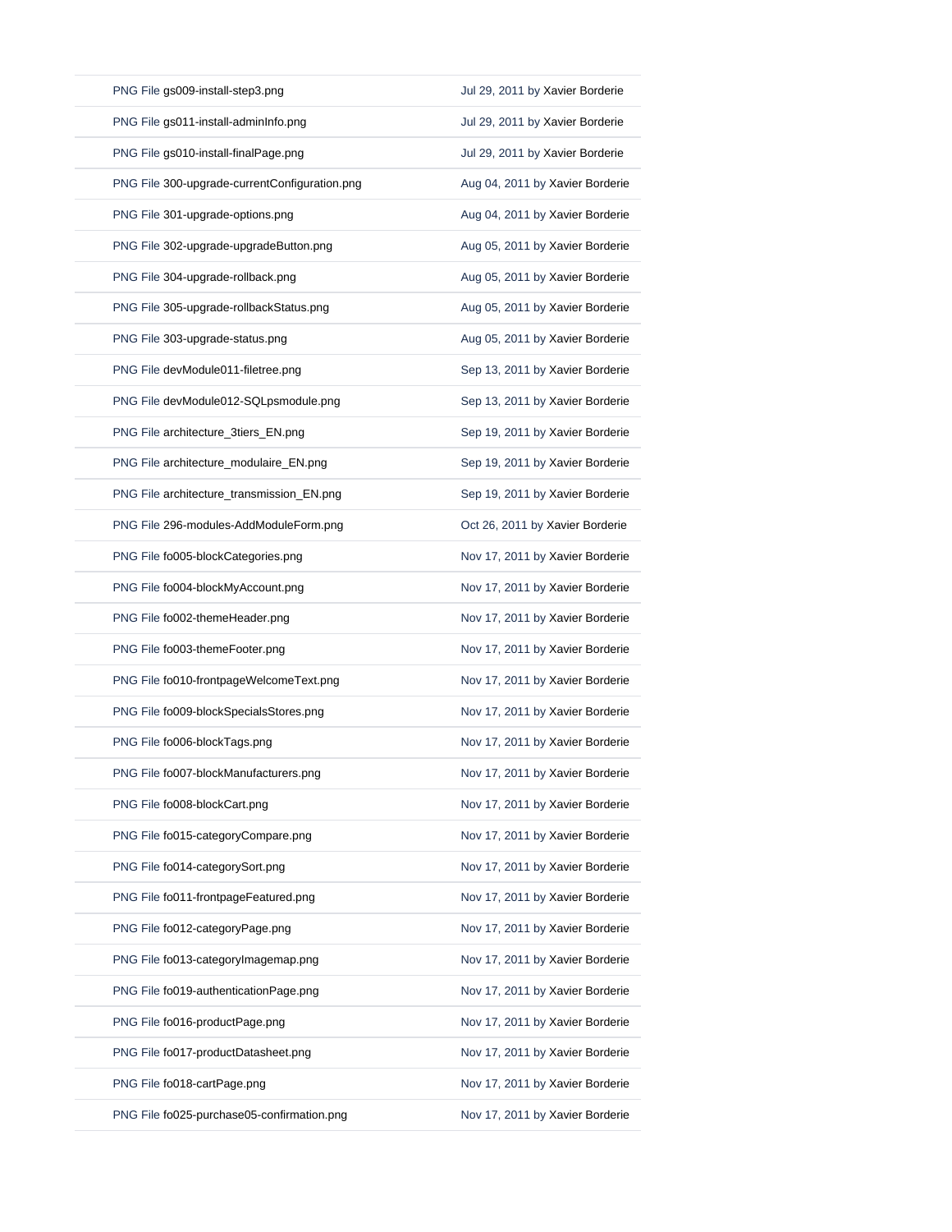| | |
|---|---|
| PNG File gs009-install-step3.png | Jul 29, 2011 by Xavier Borderie |
| PNG File gs011-install-adminInfo.png | Jul 29, 2011 by Xavier Borderie |
| PNG File gs010-install-finalPage.png | Jul 29, 2011 by Xavier Borderie |
| PNG File 300-upgrade-currentConfiguration.png | Aug 04, 2011 by Xavier Borderie |
| PNG File 301-upgrade-options.png | Aug 04, 2011 by Xavier Borderie |
| PNG File 302-upgrade-upgradeButton.png | Aug 05, 2011 by Xavier Borderie |
| PNG File 304-upgrade-rollback.png | Aug 05, 2011 by Xavier Borderie |
| PNG File 305-upgrade-rollbackStatus.png | Aug 05, 2011 by Xavier Borderie |
| PNG File 303-upgrade-status.png | Aug 05, 2011 by Xavier Borderie |
| PNG File devModule011-filetree.png | Sep 13, 2011 by Xavier Borderie |
| PNG File devModule012-SQLpsmodule.png | Sep 13, 2011 by Xavier Borderie |
| PNG File architecture_3tiers_EN.png | Sep 19, 2011 by Xavier Borderie |
| PNG File architecture_modulaire_EN.png | Sep 19, 2011 by Xavier Borderie |
| PNG File architecture_transmission_EN.png | Sep 19, 2011 by Xavier Borderie |
| PNG File 296-modules-AddModuleForm.png | Oct 26, 2011 by Xavier Borderie |
| PNG File fo005-blockCategories.png | Nov 17, 2011 by Xavier Borderie |
| PNG File fo004-blockMyAccount.png | Nov 17, 2011 by Xavier Borderie |
| PNG File fo002-themeHeader.png | Nov 17, 2011 by Xavier Borderie |
| PNG File fo003-themeFooter.png | Nov 17, 2011 by Xavier Borderie |
| PNG File fo010-frontpageWelcomeText.png | Nov 17, 2011 by Xavier Borderie |
| PNG File fo009-blockSpecialsStores.png | Nov 17, 2011 by Xavier Borderie |
| PNG File fo006-blockTags.png | Nov 17, 2011 by Xavier Borderie |
| PNG File fo007-blockManufacturers.png | Nov 17, 2011 by Xavier Borderie |
| PNG File fo008-blockCart.png | Nov 17, 2011 by Xavier Borderie |
| PNG File fo015-categoryCompare.png | Nov 17, 2011 by Xavier Borderie |
| PNG File fo014-categorySort.png | Nov 17, 2011 by Xavier Borderie |
| PNG File fo011-frontpageFeatured.png | Nov 17, 2011 by Xavier Borderie |
| PNG File fo012-categoryPage.png | Nov 17, 2011 by Xavier Borderie |
| PNG File fo013-categoryImagemap.png | Nov 17, 2011 by Xavier Borderie |
| PNG File fo019-authenticationPage.png | Nov 17, 2011 by Xavier Borderie |
| PNG File fo016-productPage.png | Nov 17, 2011 by Xavier Borderie |
| PNG File fo017-productDatasheet.png | Nov 17, 2011 by Xavier Borderie |
| PNG File fo018-cartPage.png | Nov 17, 2011 by Xavier Borderie |
| PNG File fo025-purchase05-confirmation.png | Nov 17, 2011 by Xavier Borderie |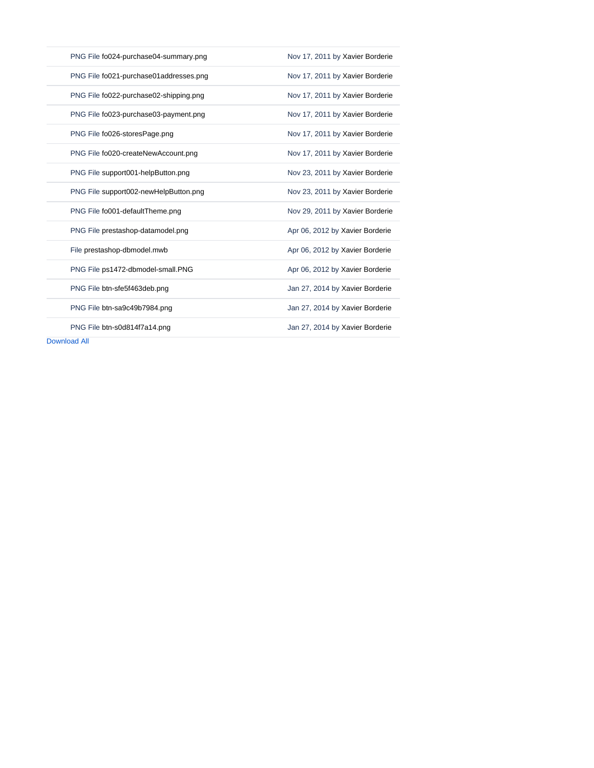| | |
|---|---|
| PNG File fo024-purchase04-summary.png | Nov 17, 2011 by Xavier Borderie |
| PNG File fo021-purchase01addresses.png | Nov 17, 2011 by Xavier Borderie |
| PNG File fo022-purchase02-shipping.png | Nov 17, 2011 by Xavier Borderie |
| PNG File fo023-purchase03-payment.png | Nov 17, 2011 by Xavier Borderie |
| PNG File fo026-storesPage.png | Nov 17, 2011 by Xavier Borderie |
| PNG File fo020-createNewAccount.png | Nov 17, 2011 by Xavier Borderie |
| PNG File support001-helpButton.png | Nov 23, 2011 by Xavier Borderie |
| PNG File support002-newHelpButton.png | Nov 23, 2011 by Xavier Borderie |
| PNG File fo001-defaultTheme.png | Nov 29, 2011 by Xavier Borderie |
| PNG File prestashop-datamodel.png | Apr 06, 2012 by Xavier Borderie |
| File prestashop-dbmodel.mwb | Apr 06, 2012 by Xavier Borderie |
| PNG File ps1472-dbmodel-small.PNG | Apr 06, 2012 by Xavier Borderie |
| PNG File btn-sfe5f463deb.png | Jan 27, 2014 by Xavier Borderie |
| PNG File btn-sa9c49b7984.png | Jan 27, 2014 by Xavier Borderie |
| PNG File btn-s0d814f7a14.png | Jan 27, 2014 by Xavier Borderie |

Download All